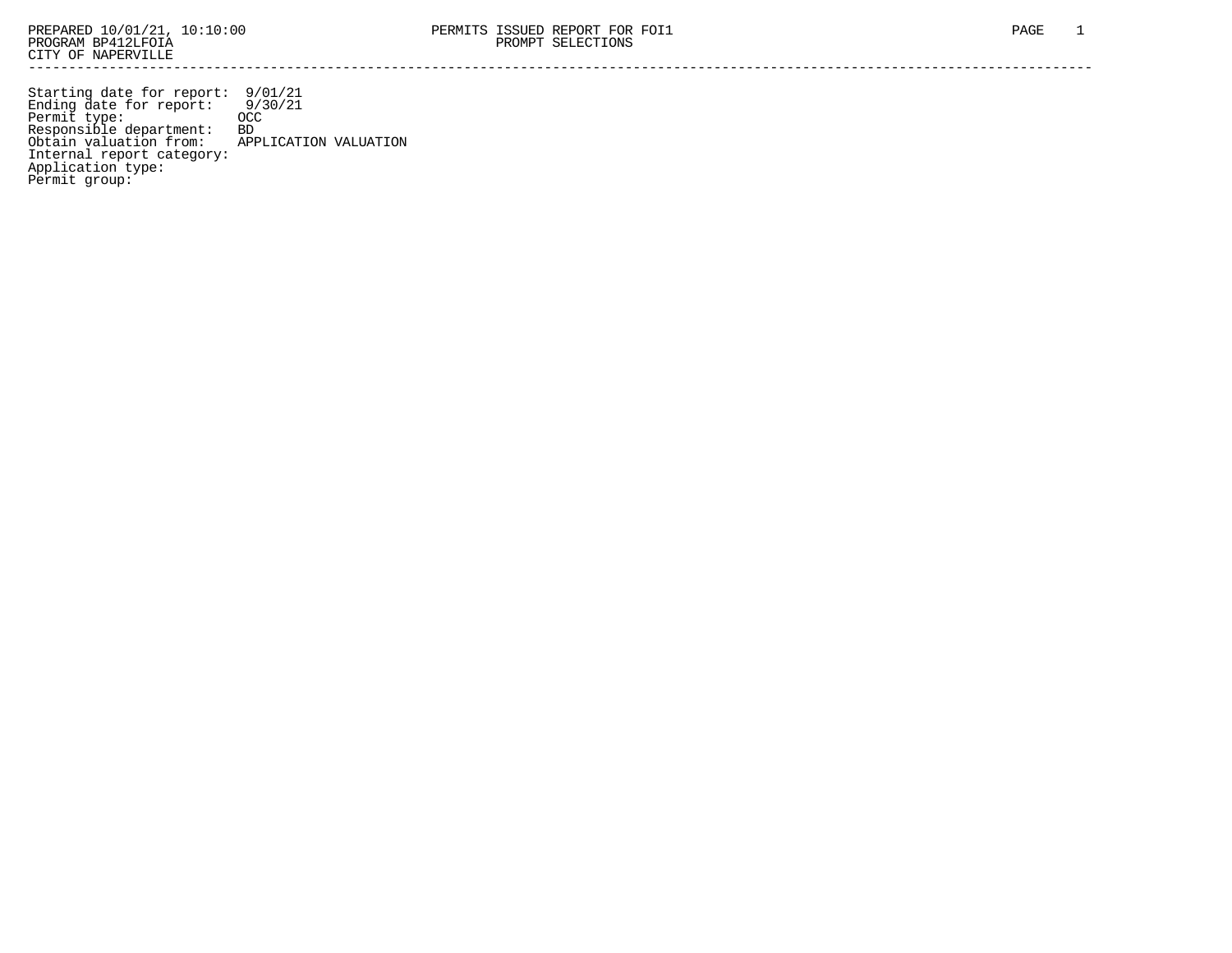PREPARED 10/01/21, 10:10:00
PROGRAM BP412LFOIA
CITY OF NAPERVILLE

PERMITS ISSUED REPORT FOR FOI1
PROMPT SELECTIONS

---

Starting date for report:  9/01/21
Ending date for report:    9/30/21
Permit type:               OCC
Responsible department:    BD
Obtain valuation from:     APPLICATION VALUATION
Internal report category:
Application type:
Permit group: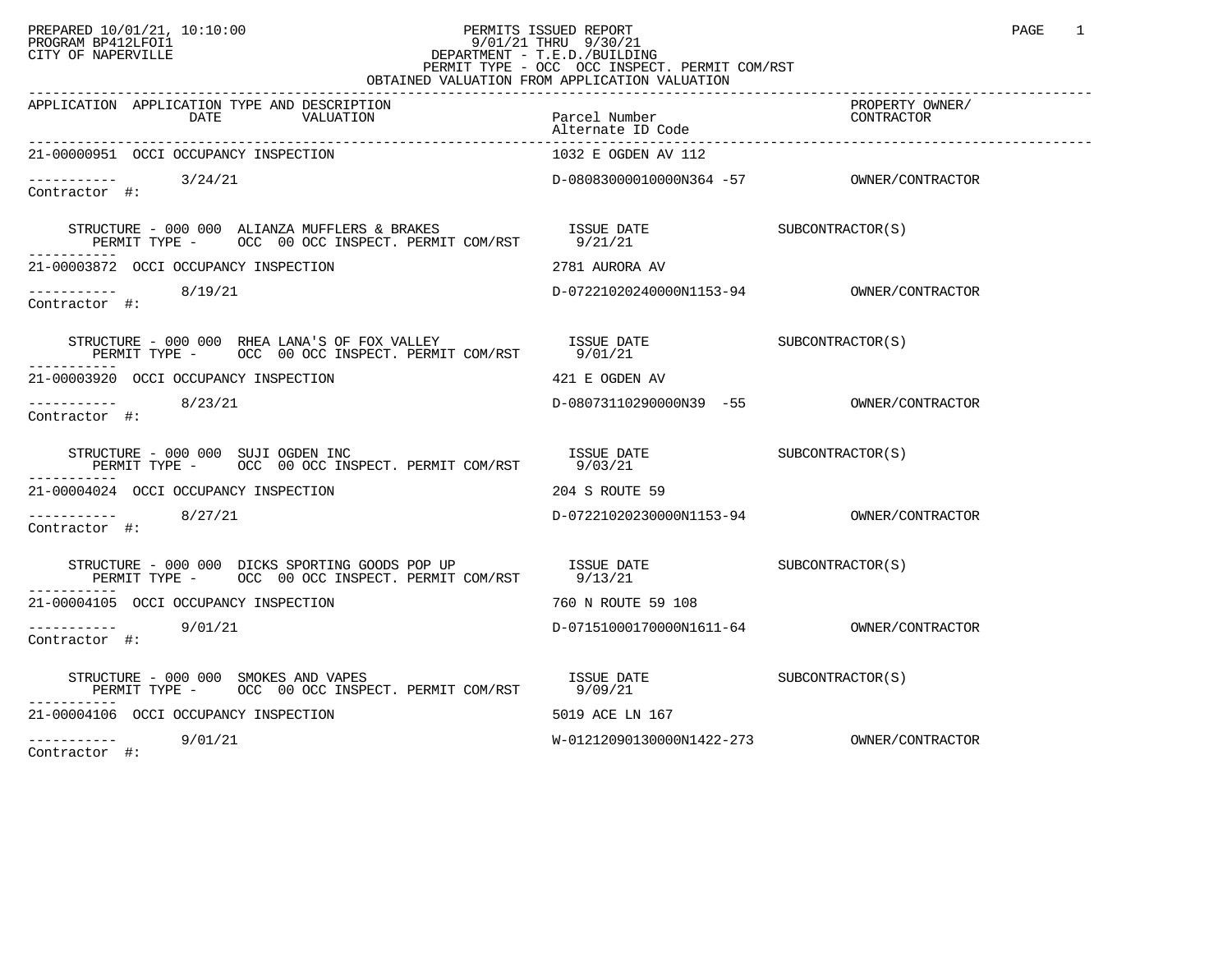PREPARED 10/01/21, 10:10:00
PROGRAM BP412LFOI1
CITY OF NAPERVILLE

PERMITS ISSUED REPORT
9/01/21 THRU 9/30/21
DEPARTMENT - T.E.D./BUILDING
PERMIT TYPE - OCC OCC INSPECT. PERMIT COM/RST
OBTAINED VALUATION FROM APPLICATION VALUATION

| APPLICATION | APPLICATION TYPE AND DESCRIPTION / DATE / VALUATION | Parcel Number / Alternate ID Code | | PROPERTY OWNER/ CONTRACTOR |
|---|---|---|---|---|
| 21-00000951 | OCCI OCCUPANCY INSPECTION | 1032 E OGDEN AV 112 | | |
| ----------- | 3/24/21 | D-08083000010000N364 -57 | | OWNER/CONTRACTOR |
| Contractor #: | | | | |
| | STRUCTURE - 000 000 ALIANZA MUFFLERS & BRAKES | ISSUE DATE | SUBCONTRACTOR(S) | |
| | PERMIT TYPE - OCC 00 OCC INSPECT. PERMIT COM/RST | 9/21/21 | | |
| 21-00003872 | OCCI OCCUPANCY INSPECTION | 2781 AURORA AV | | |
| ----------- | 8/19/21 | D-07221020240000N1153-94 | | OWNER/CONTRACTOR |
| Contractor #: | | | | |
| | STRUCTURE - 000 000 RHEA LANA'S OF FOX VALLEY | ISSUE DATE | SUBCONTRACTOR(S) | |
| | PERMIT TYPE - OCC 00 OCC INSPECT. PERMIT COM/RST | 9/01/21 | | |
| 21-00003920 | OCCI OCCUPANCY INSPECTION | 421 E OGDEN AV | | |
| ----------- | 8/23/21 | D-08073110290000N39 -55 | | OWNER/CONTRACTOR |
| Contractor #: | | | | |
| | STRUCTURE - 000 000 SUJI OGDEN INC | ISSUE DATE | SUBCONTRACTOR(S) | |
| | PERMIT TYPE - OCC 00 OCC INSPECT. PERMIT COM/RST | 9/03/21 | | |
| 21-00004024 | OCCI OCCUPANCY INSPECTION | 204 S ROUTE 59 | | |
| ----------- | 8/27/21 | D-07221020230000N1153-94 | | OWNER/CONTRACTOR |
| Contractor #: | | | | |
| | STRUCTURE - 000 000 DICKS SPORTING GOODS POP UP | ISSUE DATE | SUBCONTRACTOR(S) | |
| | PERMIT TYPE - OCC 00 OCC INSPECT. PERMIT COM/RST | 9/13/21 | | |
| 21-00004105 | OCCI OCCUPANCY INSPECTION | 760 N ROUTE 59 108 | | |
| ----------- | 9/01/21 | D-07151000170000N1611-64 | | OWNER/CONTRACTOR |
| Contractor #: | | | | |
| | STRUCTURE - 000 000 SMOKES AND VAPES | ISSUE DATE | SUBCONTRACTOR(S) | |
| | PERMIT TYPE - OCC 00 OCC INSPECT. PERMIT COM/RST | 9/09/21 | | |
| 21-00004106 | OCCI OCCUPANCY INSPECTION | 5019 ACE LN 167 | | |
| ----------- | 9/01/21 | W-01212090130000N1422-273 | | OWNER/CONTRACTOR |
| Contractor #: | | | | |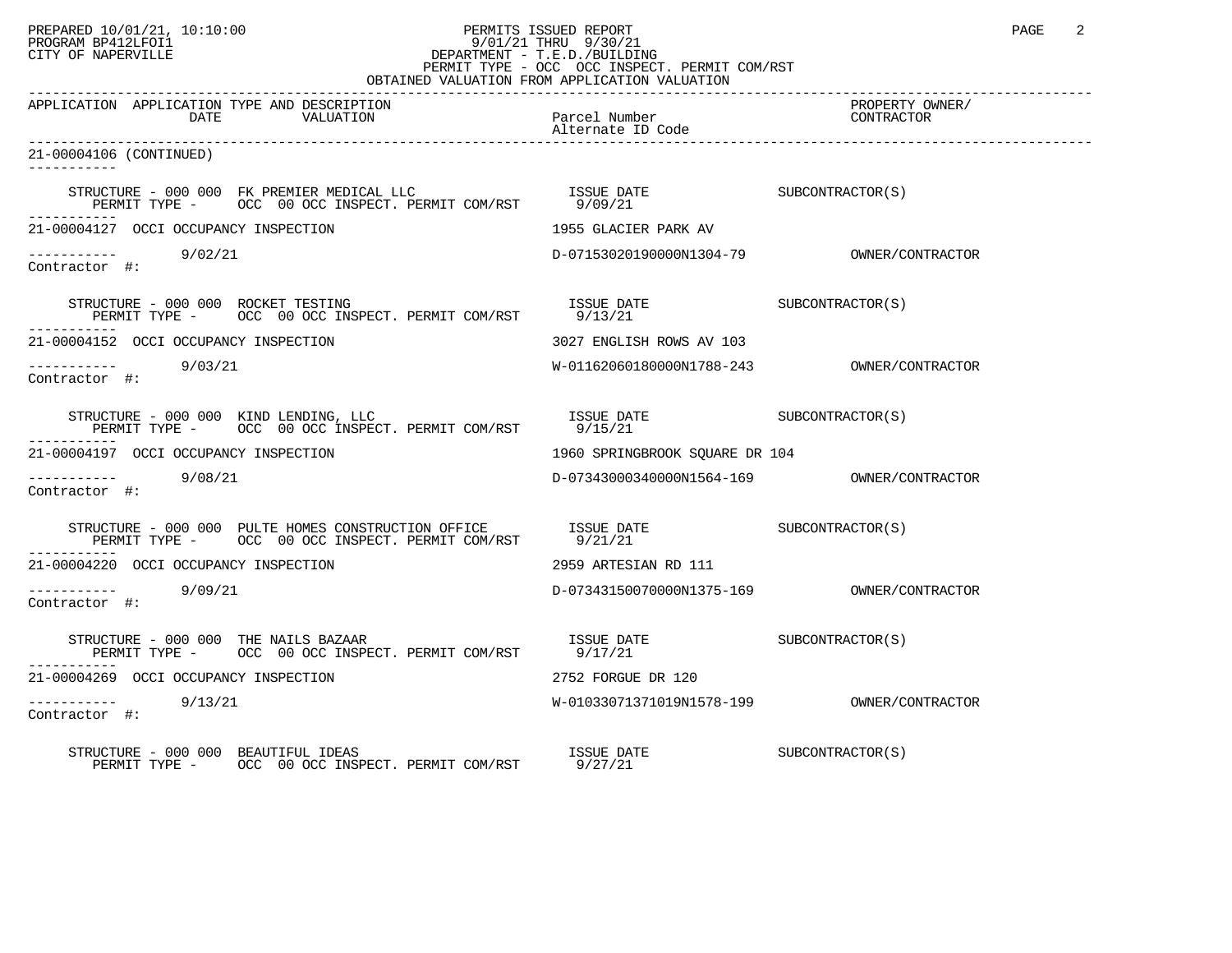PREPARED 10/01/21, 10:10:00 — PERMITS ISSUED REPORT
PROGRAM BP412LFOI1 — 9/01/21 THRU 9/30/21
CITY OF NAPERVILLE — DEPARTMENT - T.E.D./BUILDING
PERMIT TYPE - OCC OCC INSPECT. PERMIT COM/RST
OBTAINED VALUATION FROM APPLICATION VALUATION

| APPLICATION | APPLICATION TYPE AND DESCRIPTION DATE VALUATION | Parcel Number Alternate ID Code | PROPERTY OWNER/ CONTRACTOR |
|---|---|---|---|

21-00004106 (CONTINUED)

STRUCTURE - 000 000 FK PREMIER MEDICAL LLC — ISSUE DATE 9/09/21 — SUBCONTRACTOR(S)
PERMIT TYPE - OCC 00 OCC INSPECT. PERMIT COM/RST

21-00004127 OCCI OCCUPANCY INSPECTION — 1955 GLACIER PARK AV
9/02/21 — D-07153020190000N1304-79 — OWNER/CONTRACTOR
Contractor #:

STRUCTURE - 000 000 ROCKET TESTING — ISSUE DATE 9/13/21 — SUBCONTRACTOR(S)
PERMIT TYPE - OCC 00 OCC INSPECT. PERMIT COM/RST

21-00004152 OCCI OCCUPANCY INSPECTION — 3027 ENGLISH ROWS AV 103
9/03/21 — W-01162060180000N1788-243 — OWNER/CONTRACTOR
Contractor #:

STRUCTURE - 000 000 KIND LENDING, LLC — ISSUE DATE 9/15/21 — SUBCONTRACTOR(S)
PERMIT TYPE - OCC 00 OCC INSPECT. PERMIT COM/RST

21-00004197 OCCI OCCUPANCY INSPECTION — 1960 SPRINGBROOK SQUARE DR 104
9/08/21 — D-07343000340000N1564-169 — OWNER/CONTRACTOR
Contractor #:

STRUCTURE - 000 000 PULTE HOMES CONSTRUCTION OFFICE — ISSUE DATE 9/21/21 — SUBCONTRACTOR(S)
PERMIT TYPE - OCC 00 OCC INSPECT. PERMIT COM/RST

21-00004220 OCCI OCCUPANCY INSPECTION — 2959 ARTESIAN RD 111
9/09/21 — D-07343150070000N1375-169 — OWNER/CONTRACTOR
Contractor #:

STRUCTURE - 000 000 THE NAILS BAZAAR — ISSUE DATE 9/17/21 — SUBCONTRACTOR(S)
PERMIT TYPE - OCC 00 OCC INSPECT. PERMIT COM/RST

21-00004269 OCCI OCCUPANCY INSPECTION — 2752 FORGUE DR 120
9/13/21 — W-01033071371019N1578-199 — OWNER/CONTRACTOR
Contractor #:

STRUCTURE - 000 000 BEAUTIFUL IDEAS — ISSUE DATE 9/27/21 — SUBCONTRACTOR(S)
PERMIT TYPE - OCC 00 OCC INSPECT. PERMIT COM/RST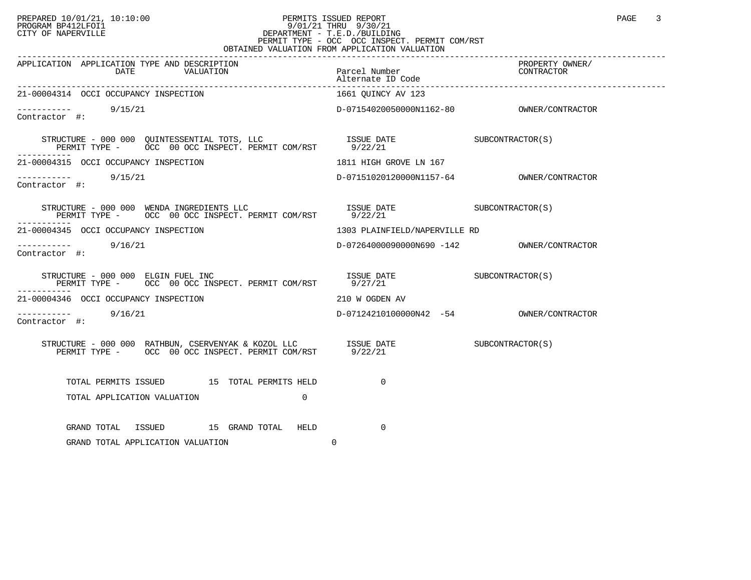PREPARED 10/01/21, 10:10:00
PROGRAM BP412LFOI1
CITY OF NAPERVILLE

PERMITS ISSUED REPORT
9/01/21 THRU 9/30/21
DEPARTMENT - T.E.D./BUILDING
PERMIT TYPE - OCC OCC INSPECT. PERMIT COM/RST
OBTAINED VALUATION FROM APPLICATION VALUATION

| APPLICATION | APPLICATION TYPE AND DESCRIPTION / DATE / VALUATION | Parcel Number / Alternate ID Code | PROPERTY OWNER/ CONTRACTOR |
|---|---|---|---|
| 21-00004314 | OCCI OCCUPANCY INSPECTION | 1661 QUINCY AV 123 | |
| ----------- Contractor #: | 9/15/21 | D-07154020050000N1162-80 | OWNER/CONTRACTOR |
| | STRUCTURE - 000 000 QUINTESSENTIAL TOTS, LLC / PERMIT TYPE - OCC 00 OCC INSPECT. PERMIT COM/RST | ISSUE DATE 9/22/21 | SUBCONTRACTOR(S) |
| 21-00004315 | OCCI OCCUPANCY INSPECTION | 1811 HIGH GROVE LN 167 | |
| ----------- Contractor #: | 9/15/21 | D-07151020120000N1157-64 | OWNER/CONTRACTOR |
| | STRUCTURE - 000 000 WENDA INGREDIENTS LLC / PERMIT TYPE - OCC 00 OCC INSPECT. PERMIT COM/RST | ISSUE DATE 9/22/21 | SUBCONTRACTOR(S) |
| 21-00004345 | OCCI OCCUPANCY INSPECTION | 1303 PLAINFIELD/NAPERVILLE RD | |
| ----------- Contractor #: | 9/16/21 | D-07264000090000N690 -142 | OWNER/CONTRACTOR |
| | STRUCTURE - 000 000 ELGIN FUEL INC / PERMIT TYPE - OCC 00 OCC INSPECT. PERMIT COM/RST | ISSUE DATE 9/27/21 | SUBCONTRACTOR(S) |
| 21-00004346 | OCCI OCCUPANCY INSPECTION | 210 W OGDEN AV | |
| ----------- Contractor #: | 9/16/21 | D-07124210100000N42 -54 | OWNER/CONTRACTOR |
| | STRUCTURE - 000 000 RATHBUN, CSERVENYAK & KOZOL LLC / PERMIT TYPE - OCC 00 OCC INSPECT. PERMIT COM/RST | ISSUE DATE 9/22/21 | SUBCONTRACTOR(S) |

TOTAL PERMITS ISSUED 15 TOTAL PERMITS HELD 0

TOTAL APPLICATION VALUATION 0

GRAND TOTAL ISSUED 15 GRAND TOTAL HELD 0

GRAND TOTAL APPLICATION VALUATION 0